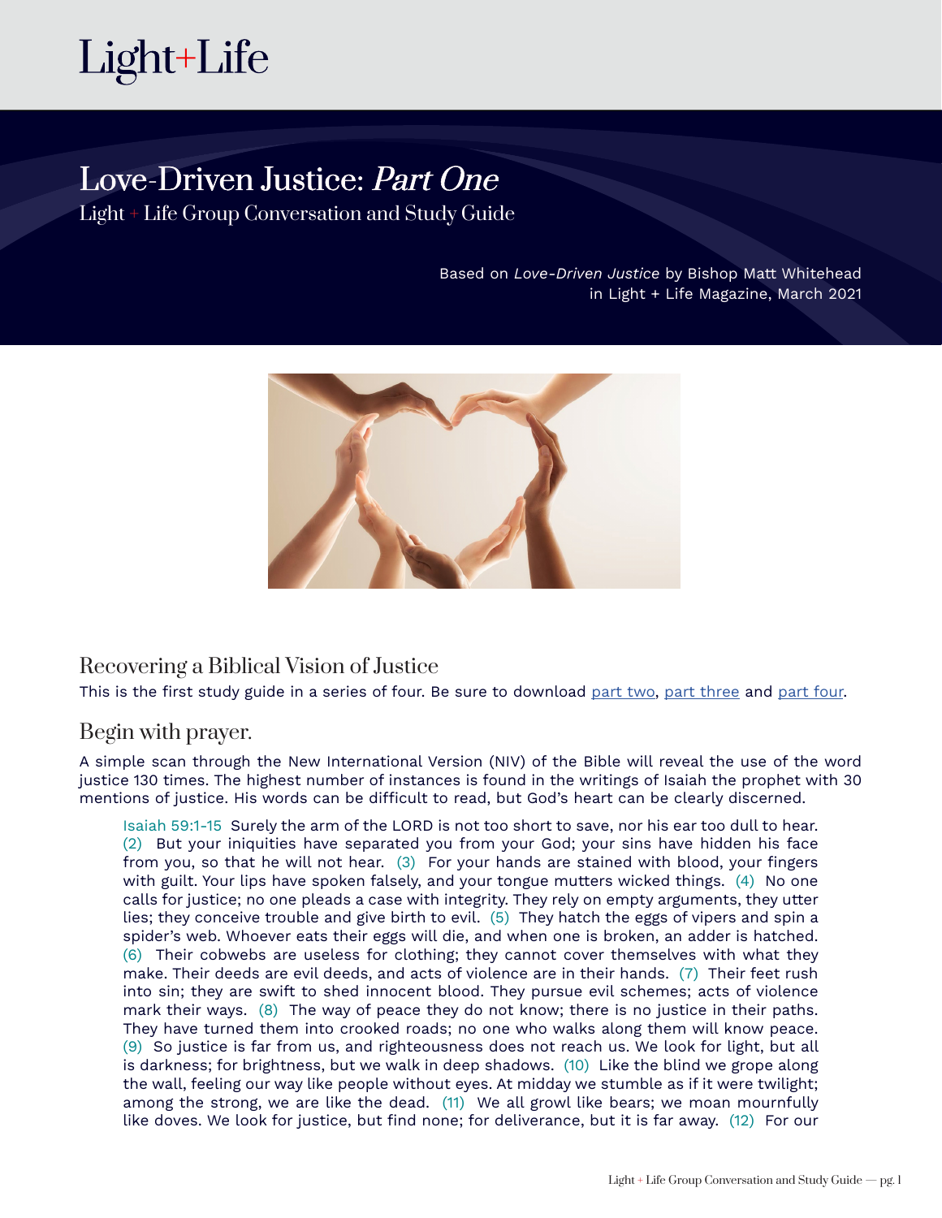Light+Life

# Love-Driven Justice: *Part One*

Light + Life Group Conversation and Study Guide

Based on *Love-Driven Justice* by Bishop Matt Whitehead
in Light + Life Magazine, March 2021

## Recovering a Biblical Vision of Justice

This is the first study guide in a series of four. Be sure to download part two, part three and part four.

## Begin with prayer.

A simple scan through the New International Version (NIV) of the Bible will reveal the use of the word justice 130 times. The highest number of instances is found in the writings of Isaiah the prophet with 30 mentions of justice. His words can be difficult to read, but God's heart can be clearly discerned.

> Isaiah 59:1-15 Surely the arm of the LORD is not too short to save, nor his ear too dull to hear. (2) But your iniquities have separated you from your God; your sins have hidden his face from you, so that he will not hear. (3) For your hands are stained with blood, your fingers with guilt. Your lips have spoken falsely, and your tongue mutters wicked things. (4) No one calls for justice; no one pleads a case with integrity. They rely on empty arguments, they utter lies; they conceive trouble and give birth to evil. (5) They hatch the eggs of vipers and spin a spider's web. Whoever eats their eggs will die, and when one is broken, an adder is hatched. (6) Their cobwebs are useless for clothing; they cannot cover themselves with what they make. Their deeds are evil deeds, and acts of violence are in their hands. (7) Their feet rush into sin; they are swift to shed innocent blood. They pursue evil schemes; acts of violence mark their ways. (8) The way of peace they do not know; there is no justice in their paths. They have turned them into crooked roads; no one who walks along them will know peace. (9) So justice is far from us, and righteousness does not reach us. We look for light, but all is darkness; for brightness, but we walk in deep shadows. (10) Like the blind we grope along the wall, feeling our way like people without eyes. At midday we stumble as if it were twilight; among the strong, we are like the dead. (11) We all growl like bears; we moan mournfully like doves. We look for justice, but find none; for deliverance, but it is far away. (12) For our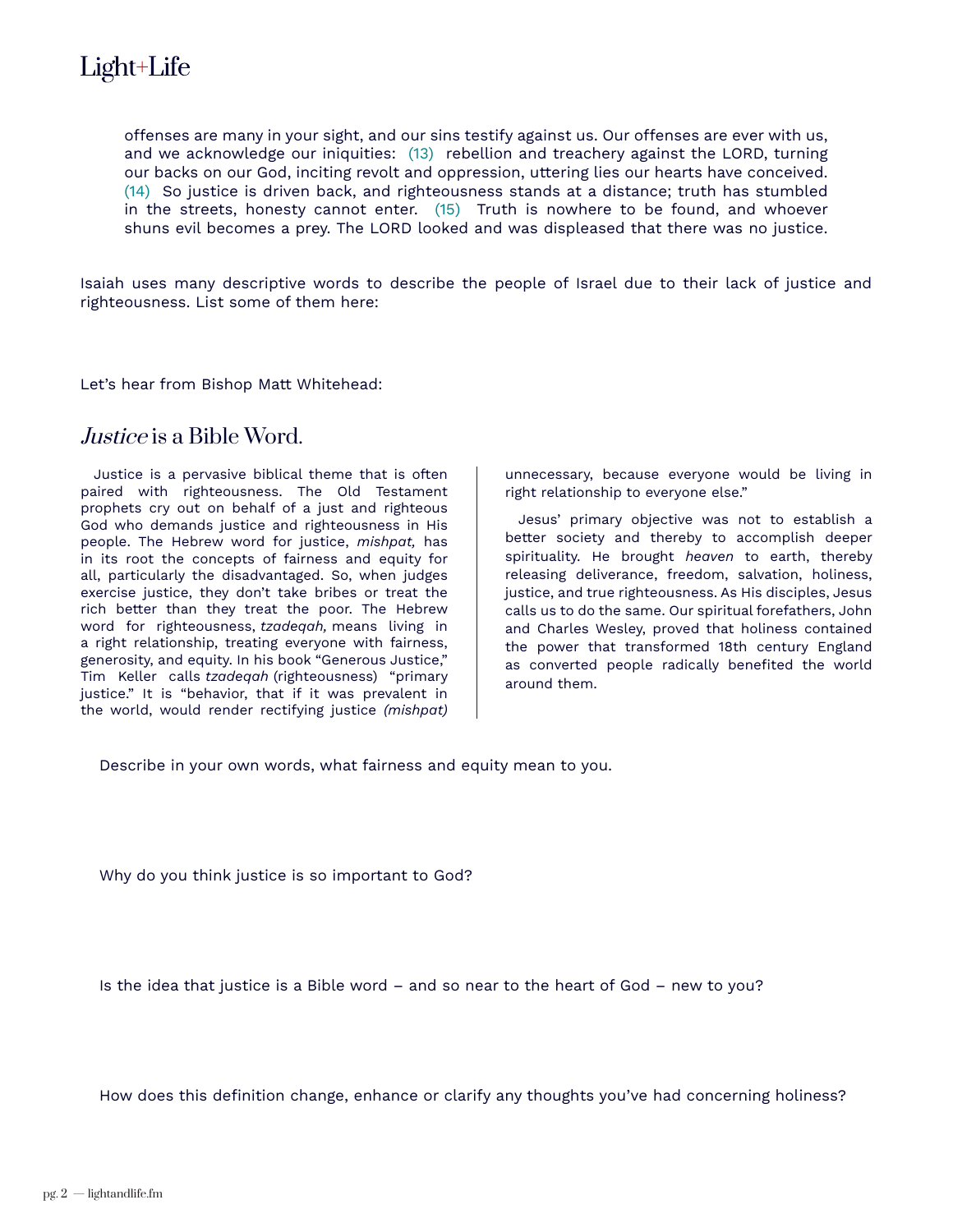> offenses are many in your sight, and our sins testify against us. Our offenses are ever with us, and we acknowledge our iniquities: (13) rebellion and treachery against the LORD, turning our backs on our God, inciting revolt and oppression, uttering lies our hearts have conceived. (14) So justice is driven back, and righteousness stands at a distance; truth has stumbled in the streets, honesty cannot enter. (15) Truth is nowhere to be found, and whoever shuns evil becomes a prey. The LORD looked and was displeased that there was no justice.

Isaiah uses many descriptive words to describe the people of Israel due to their lack of justice and righteousness. List some of them here:

Let's hear from Bishop Matt Whitehead:

## *Justice* is a Bible Word.

Justice is a pervasive biblical theme that is often paired with righteousness. The Old Testament prophets cry out on behalf of a just and righteous God who demands justice and righteousness in His people. The Hebrew word for justice, *mishpat,* has in its root the concepts of fairness and equity for all, particularly the disadvantaged. So, when judges exercise justice, they don't take bribes or treat the rich better than they treat the poor. The Hebrew word for righteousness, *tzadeqah,* means living in a right relationship, treating everyone with fairness, generosity, and equity. In his book "Generous Justice," Tim Keller calls *tzadeqah* (righteousness) "primary justice." It is "behavior, that if it was prevalent in the world, would render rectifying justice *(mishpat)* unnecessary, because everyone would be living in right relationship to everyone else."

Jesus' primary objective was not to establish a better society and thereby to accomplish deeper spirituality. He brought *heaven* to earth, thereby releasing deliverance, freedom, salvation, holiness, justice, and true righteousness. As His disciples, Jesus calls us to do the same. Our spiritual forefathers, John and Charles Wesley, proved that holiness contained the power that transformed 18th century England as converted people radically benefited the world around them.

Describe in your own words, what fairness and equity mean to you.

Why do you think justice is so important to God?

Is the idea that justice is a Bible word – and so near to the heart of God – new to you?

How does this definition change, enhance or clarify any thoughts you've had concerning holiness?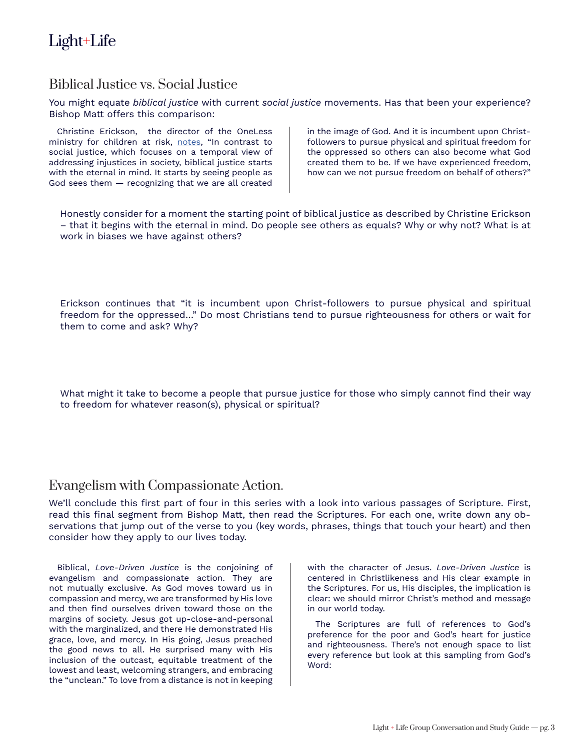## Biblical Justice vs. Social Justice

You might equate *biblical justice* with current *social justice* movements. Has that been your experience? Bishop Matt offers this comparison:

Christine Erickson, the director of the OneLess ministry for children at risk, notes, "In contrast to social justice, which focuses on a temporal view of addressing injustices in society, biblical justice starts with the eternal in mind. It starts by seeing people as God sees them — recognizing that we are all created in the image of God. And it is incumbent upon Christ-followers to pursue physical and spiritual freedom for the oppressed so others can also become what God created them to be. If we have experienced freedom, how can we not pursue freedom on behalf of others?"

Honestly consider for a moment the starting point of biblical justice as described by Christine Erickson – that it begins with the eternal in mind. Do people see others as equals? Why or why not? What is at work in biases we have against others?

Erickson continues that "it is incumbent upon Christ-followers to pursue physical and spiritual freedom for the oppressed…" Do most Christians tend to pursue righteousness for others or wait for them to come and ask? Why?

What might it take to become a people that pursue justice for those who simply cannot find their way to freedom for whatever reason(s), physical or spiritual?

## Evangelism with Compassionate Action.

We'll conclude this first part of four in this series with a look into various passages of Scripture. First, read this final segment from Bishop Matt, then read the Scriptures. For each one, write down any observations that jump out of the verse to you (key words, phrases, things that touch your heart) and then consider how they apply to our lives today.

Biblical, *Love-Driven Justice* is the conjoining of evangelism and compassionate action. They are not mutually exclusive. As God moves toward us in compassion and mercy, we are transformed by His love and then find ourselves driven toward those on the margins of society. Jesus got up-close-and-personal with the marginalized, and there He demonstrated His grace, love, and mercy. In His going, Jesus preached the good news to all. He surprised many with His inclusion of the outcast, equitable treatment of the lowest and least, welcoming strangers, and embracing the "unclean." To love from a distance is not in keeping with the character of Jesus. *Love-Driven Justice* is centered in Christlikeness and His clear example in the Scriptures. For us, His disciples, the implication is clear: we should mirror Christ's method and message in our world today.

The Scriptures are full of references to God's preference for the poor and God's heart for justice and righteousness. There's not enough space to list every reference but look at this sampling from God's Word: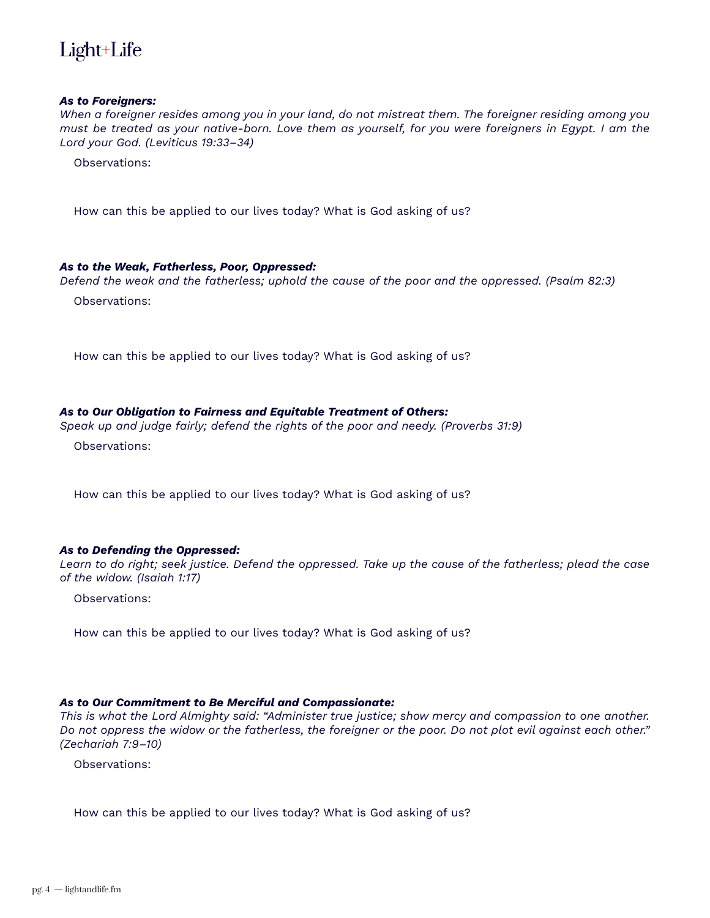***As to Foreigners:***
*When a foreigner resides among you in your land, do not mistreat them. The foreigner residing among you must be treated as your native-born. Love them as yourself, for you were foreigners in Egypt. I am the Lord your God. (Leviticus 19:33–34)*

Observations:

How can this be applied to our lives today? What is God asking of us?

***As to the Weak, Fatherless, Poor, Oppressed:***
*Defend the weak and the fatherless; uphold the cause of the poor and the oppressed. (Psalm 82:3)*

Observations:

How can this be applied to our lives today? What is God asking of us?

***As to Our Obligation to Fairness and Equitable Treatment of Others:***
*Speak up and judge fairly; defend the rights of the poor and needy. (Proverbs 31:9)*

Observations:

How can this be applied to our lives today? What is God asking of us?

***As to Defending the Oppressed:***
*Learn to do right; seek justice. Defend the oppressed. Take up the cause of the fatherless; plead the case of the widow. (Isaiah 1:17)*

Observations:

How can this be applied to our lives today? What is God asking of us?

***As to Our Commitment to Be Merciful and Compassionate:***
*This is what the Lord Almighty said: "Administer true justice; show mercy and compassion to one another. Do not oppress the widow or the fatherless, the foreigner or the poor. Do not plot evil against each other." (Zechariah 7:9–10)*

Observations:

How can this be applied to our lives today? What is God asking of us?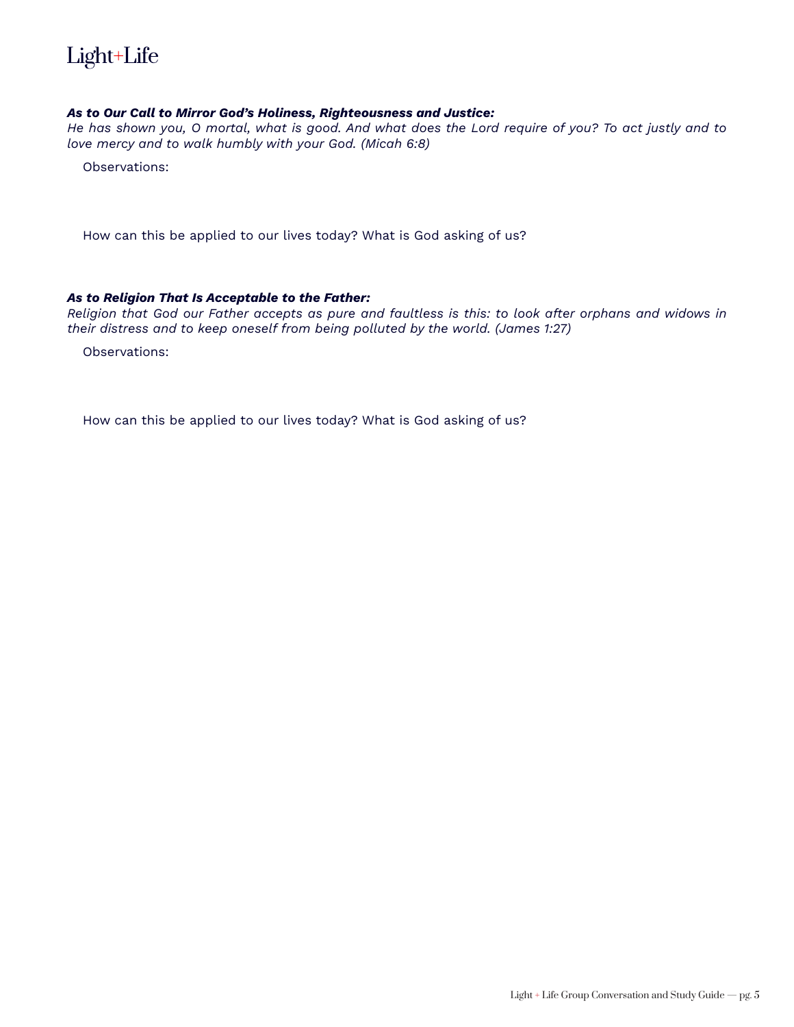***As to Our Call to Mirror God's Holiness, Righteousness and Justice:***
*He has shown you, O mortal, what is good. And what does the Lord require of you? To act justly and to love mercy and to walk humbly with your God. (Micah 6:8)*

Observations:

How can this be applied to our lives today? What is God asking of us?

***As to Religion That Is Acceptable to the Father:***
*Religion that God our Father accepts as pure and faultless is this: to look after orphans and widows in their distress and to keep oneself from being polluted by the world. (James 1:27)*

Observations:

How can this be applied to our lives today? What is God asking of us?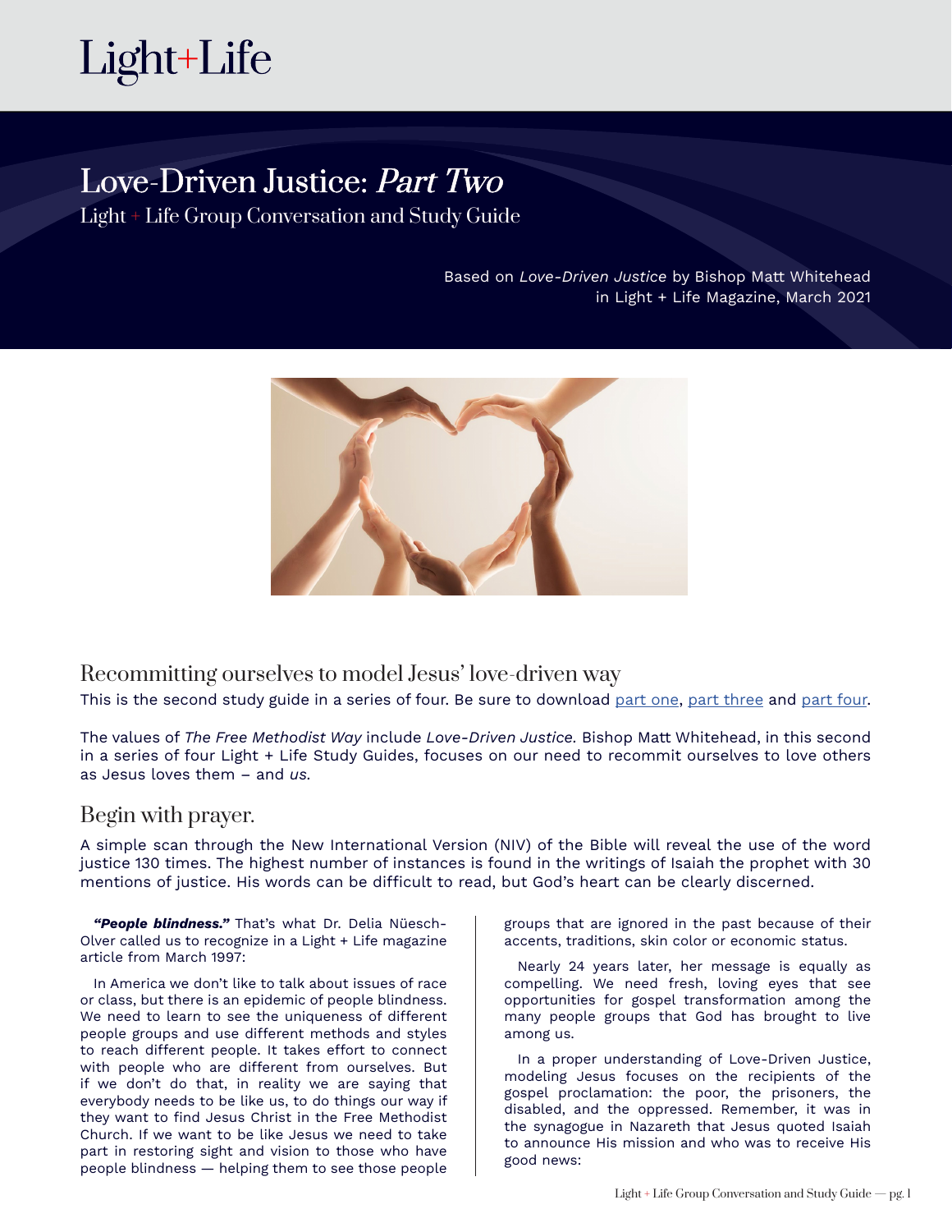Light+Life

# Love-Driven Justice: *Part Two*

Light + Life Group Conversation and Study Guide

Based on *Love-Driven Justice* by Bishop Matt Whitehead
in Light + Life Magazine, March 2021

## Recommitting ourselves to model Jesus' love-driven way

This is the second study guide in a series of four. Be sure to download part one, part three and part four.

The values of *The Free Methodist Way* include *Love-Driven Justice.* Bishop Matt Whitehead, in this second in a series of four Light + Life Study Guides, focuses on our need to recommit ourselves to love others as Jesus loves them – and *us.*

## Begin with prayer.

A simple scan through the New International Version (NIV) of the Bible will reveal the use of the word justice 130 times. The highest number of instances is found in the writings of Isaiah the prophet with 30 mentions of justice. His words can be difficult to read, but God's heart can be clearly discerned.

***"People blindness."*** That's what Dr. Delia Nüesch-Olver called us to recognize in a Light + Life magazine article from March 1997:

In America we don't like to talk about issues of race or class, but there is an epidemic of people blindness. We need to learn to see the uniqueness of different people groups and use different methods and styles to reach different people. It takes effort to connect with people who are different from ourselves. But if we don't do that, in reality we are saying that everybody needs to be like us, to do things our way if they want to find Jesus Christ in the Free Methodist Church. If we want to be like Jesus we need to take part in restoring sight and vision to those who have people blindness — helping them to see those people groups that are ignored in the past because of their accents, traditions, skin color or economic status.

Nearly 24 years later, her message is equally as compelling. We need fresh, loving eyes that see opportunities for gospel transformation among the many people groups that God has brought to live among us.

In a proper understanding of Love-Driven Justice, modeling Jesus focuses on the recipients of the gospel proclamation: the poor, the prisoners, the disabled, and the oppressed. Remember, it was in the synagogue in Nazareth that Jesus quoted Isaiah to announce His mission and who was to receive His good news: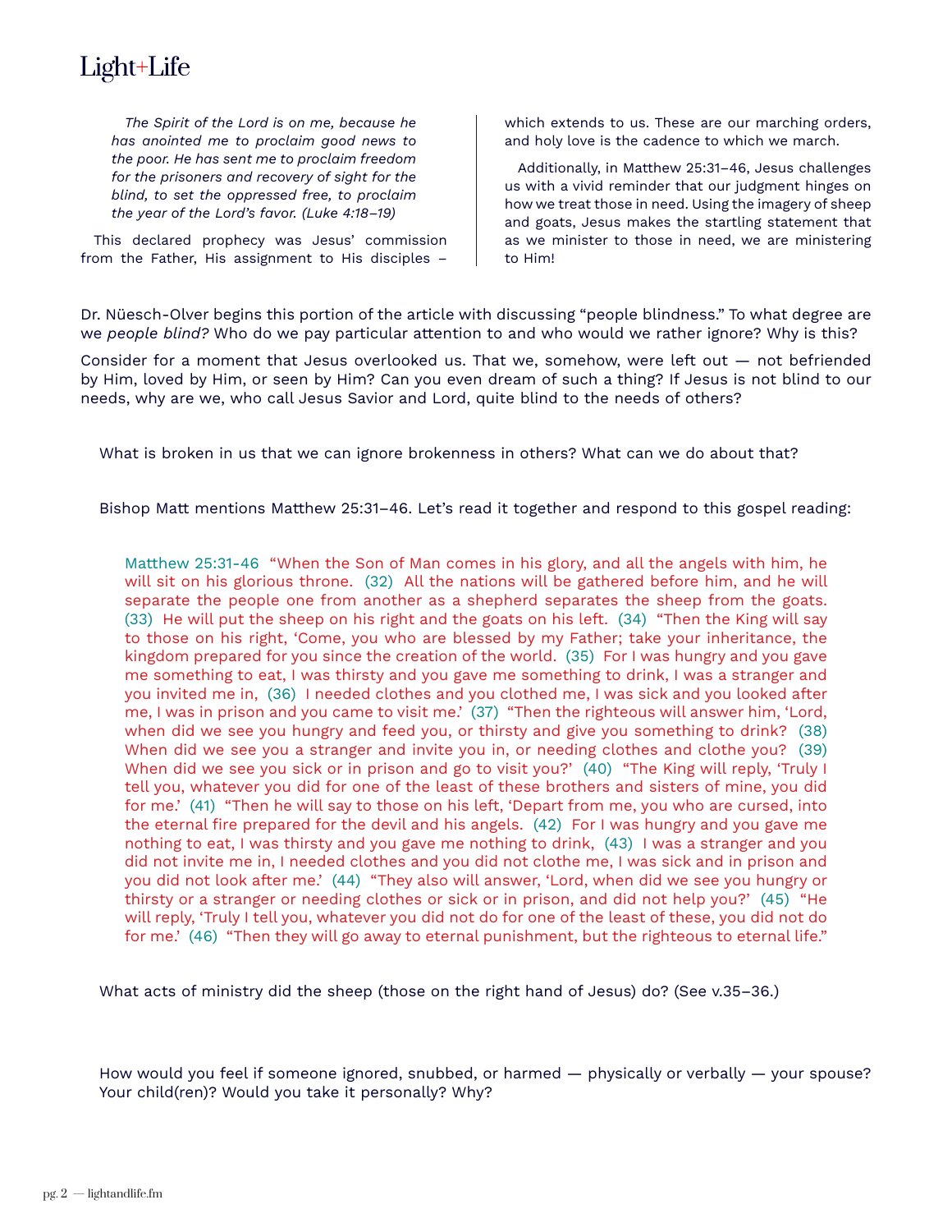> *The Spirit of the Lord is on me, because he has anointed me to proclaim good news to the poor. He has sent me to proclaim freedom for the prisoners and recovery of sight for the blind, to set the oppressed free, to proclaim the year of the Lord's favor. (Luke 4:18–19)*

This declared prophecy was Jesus' commission from the Father, His assignment to His disciples – which extends to us. These are our marching orders, and holy love is the cadence to which we march.

Additionally, in Matthew 25:31–46, Jesus challenges us with a vivid reminder that our judgment hinges on how we treat those in need. Using the imagery of sheep and goats, Jesus makes the startling statement that as we minister to those in need, we are ministering to Him!

Dr. Nüesch-Olver begins this portion of the article with discussing "people blindness." To what degree are we *people blind?* Who do we pay particular attention to and who would we rather ignore? Why is this?

Consider for a moment that Jesus overlooked us. That we, somehow, were left out — not befriended by Him, loved by Him, or seen by Him? Can you even dream of such a thing? If Jesus is not blind to our needs, why are we, who call Jesus Savior and Lord, quite blind to the needs of others?

What is broken in us that we can ignore brokenness in others? What can we do about that?

Bishop Matt mentions Matthew 25:31–46. Let's read it together and respond to this gospel reading:

> Matthew 25:31-46 "When the Son of Man comes in his glory, and all the angels with him, he will sit on his glorious throne. (32) All the nations will be gathered before him, and he will separate the people one from another as a shepherd separates the sheep from the goats. (33) He will put the sheep on his right and the goats on his left. (34) "Then the King will say to those on his right, 'Come, you who are blessed by my Father; take your inheritance, the kingdom prepared for you since the creation of the world. (35) For I was hungry and you gave me something to eat, I was thirsty and you gave me something to drink, I was a stranger and you invited me in, (36) I needed clothes and you clothed me, I was sick and you looked after me, I was in prison and you came to visit me.' (37) "Then the righteous will answer him, 'Lord, when did we see you hungry and feed you, or thirsty and give you something to drink? (38) When did we see you a stranger and invite you in, or needing clothes and clothe you? (39) When did we see you sick or in prison and go to visit you?' (40) "The King will reply, 'Truly I tell you, whatever you did for one of the least of these brothers and sisters of mine, you did for me.' (41) "Then he will say to those on his left, 'Depart from me, you who are cursed, into the eternal fire prepared for the devil and his angels. (42) For I was hungry and you gave me nothing to eat, I was thirsty and you gave me nothing to drink, (43) I was a stranger and you did not invite me in, I needed clothes and you did not clothe me, I was sick and in prison and you did not look after me.' (44) "They also will answer, 'Lord, when did we see you hungry or thirsty or a stranger or needing clothes or sick or in prison, and did not help you?' (45) "He will reply, 'Truly I tell you, whatever you did not do for one of the least of these, you did not do for me.' (46) "Then they will go away to eternal punishment, but the righteous to eternal life."

What acts of ministry did the sheep (those on the right hand of Jesus) do? (See v.35–36.)

How would you feel if someone ignored, snubbed, or harmed — physically or verbally — your spouse? Your child(ren)? Would you take it personally? Why?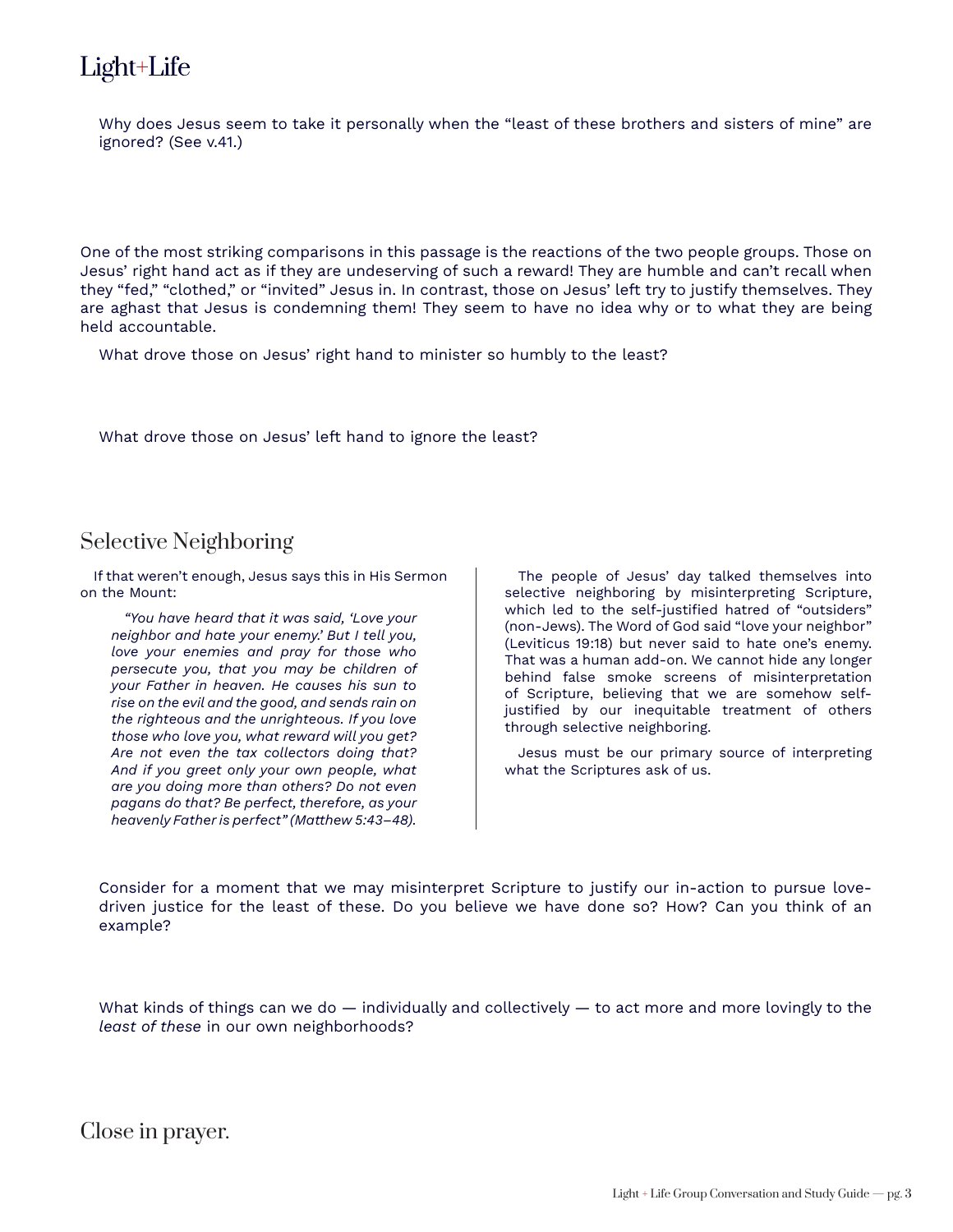Why does Jesus seem to take it personally when the "least of these brothers and sisters of mine" are ignored? (See v.41.)

One of the most striking comparisons in this passage is the reactions of the two people groups. Those on Jesus' right hand act as if they are undeserving of such a reward! They are humble and can't recall when they "fed," "clothed," or "invited" Jesus in. In contrast, those on Jesus' left try to justify themselves. They are aghast that Jesus is condemning them! They seem to have no idea why or to what they are being held accountable.

What drove those on Jesus' right hand to minister so humbly to the least?

What drove those on Jesus' left hand to ignore the least?

## Selective Neighboring

If that weren't enough, Jesus says this in His Sermon on the Mount:

> *"You have heard that it was said, 'Love your neighbor and hate your enemy.' But I tell you, love your enemies and pray for those who persecute you, that you may be children of your Father in heaven. He causes his sun to rise on the evil and the good, and sends rain on the righteous and the unrighteous. If you love those who love you, what reward will you get? Are not even the tax collectors doing that? And if you greet only your own people, what are you doing more than others? Do not even pagans do that? Be perfect, therefore, as your heavenly Father is perfect" (Matthew 5:43–48).*

The people of Jesus' day talked themselves into selective neighboring by misinterpreting Scripture, which led to the self-justified hatred of "outsiders" (non-Jews). The Word of God said "love your neighbor" (Leviticus 19:18) but never said to hate one's enemy. That was a human add-on. We cannot hide any longer behind false smoke screens of misinterpretation of Scripture, believing that we are somehow self-justified by our inequitable treatment of others through selective neighboring.

Jesus must be our primary source of interpreting what the Scriptures ask of us.

Consider for a moment that we may misinterpret Scripture to justify our in-action to pursue love-driven justice for the least of these. Do you believe we have done so? How? Can you think of an example?

What kinds of things can we do — individually and collectively — to act more and more lovingly to the *least of these* in our own neighborhoods?

## Close in prayer.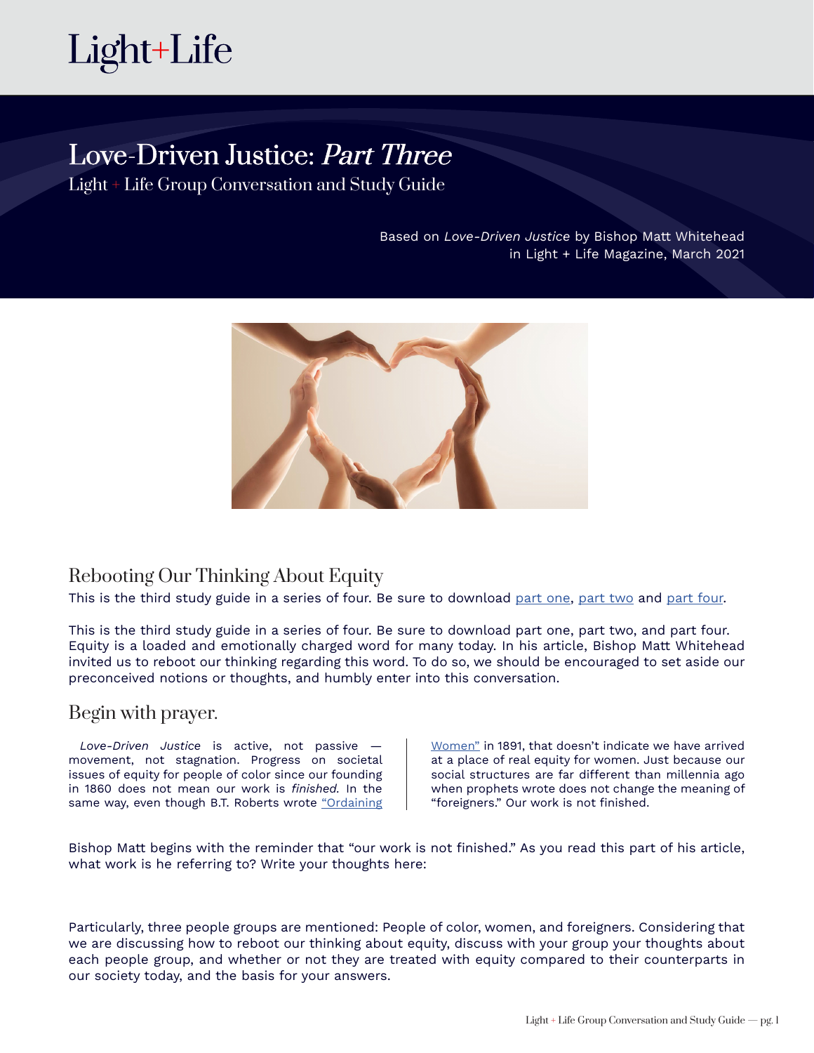Light+Life

# Love-Driven Justice: *Part Three*

Light + Life Group Conversation and Study Guide

Based on *Love-Driven Justice* by Bishop Matt Whitehead in Light + Life Magazine, March 2021

## Rebooting Our Thinking About Equity

This is the third study guide in a series of four. Be sure to download part one, part two and part four.

This is the third study guide in a series of four. Be sure to download part one, part two, and part four. Equity is a loaded and emotionally charged word for many today. In his article, Bishop Matt Whitehead invited us to reboot our thinking regarding this word. To do so, we should be encouraged to set aside our preconceived notions or thoughts, and humbly enter into this conversation.

## Begin with prayer.

*Love-Driven Justice* is active, not passive — movement, not stagnation. Progress on societal issues of equity for people of color since our founding in 1860 does not mean our work is *finished*. In the same way, even though B.T. Roberts wrote "Ordaining Women" in 1891, that doesn't indicate we have arrived at a place of real equity for women. Just because our social structures are far different than millennia ago when prophets wrote does not change the meaning of "foreigners." Our work is not finished.

Bishop Matt begins with the reminder that "our work is not finished." As you read this part of his article, what work is he referring to? Write your thoughts here:

Particularly, three people groups are mentioned: People of color, women, and foreigners. Considering that we are discussing how to reboot our thinking about equity, discuss with your group your thoughts about each people group, and whether or not they are treated with equity compared to their counterparts in our society today, and the basis for your answers.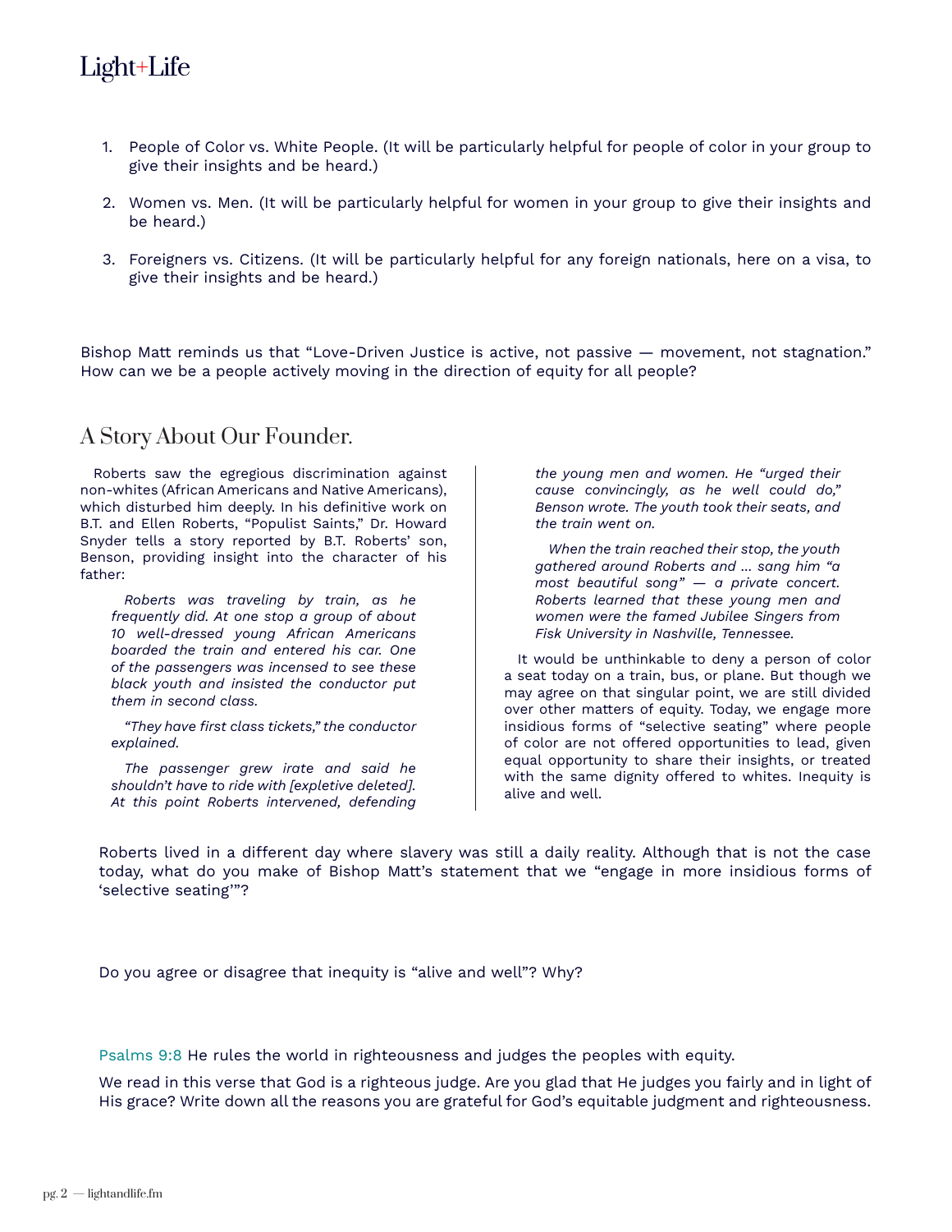1. People of Color vs. White People. (It will be particularly helpful for people of color in your group to give their insights and be heard.)

2. Women vs. Men. (It will be particularly helpful for women in your group to give their insights and be heard.)

3. Foreigners vs. Citizens. (It will be particularly helpful for any foreign nationals, here on a visa, to give their insights and be heard.)

Bishop Matt reminds us that "Love-Driven Justice is active, not passive — movement, not stagnation." How can we be a people actively moving in the direction of equity for all people?

## A Story About Our Founder.

Roberts saw the egregious discrimination against non-whites (African Americans and Native Americans), which disturbed him deeply. In his definitive work on B.T. and Ellen Roberts, "Populist Saints," Dr. Howard Snyder tells a story reported by B.T. Roberts' son, Benson, providing insight into the character of his father:

> *Roberts was traveling by train, as he frequently did. At one stop a group of about 10 well-dressed young African Americans boarded the train and entered his car. One of the passengers was incensed to see these black youth and insisted the conductor put them in second class.*
>
> *"They have first class tickets," the conductor explained.*
>
> *The passenger grew irate and said he shouldn't have to ride with [expletive deleted]. At this point Roberts intervened, defending the young men and women. He "urged their cause convincingly, as he well could do," Benson wrote. The youth took their seats, and the train went on.*
>
> *When the train reached their stop, the youth gathered around Roberts and ... sang him "a most beautiful song" — a private concert. Roberts learned that these young men and women were the famed Jubilee Singers from Fisk University in Nashville, Tennessee.*

It would be unthinkable to deny a person of color a seat today on a train, bus, or plane. But though we may agree on that singular point, we are still divided over other matters of equity. Today, we engage more insidious forms of "selective seating" where people of color are not offered opportunities to lead, given equal opportunity to share their insights, or treated with the same dignity offered to whites. Inequity is alive and well.

Roberts lived in a different day where slavery was still a daily reality. Although that is not the case today, what do you make of Bishop Matt's statement that we "engage in more insidious forms of 'selective seating'"?

Do you agree or disagree that inequity is "alive and well"? Why?

Psalms 9:8 He rules the world in righteousness and judges the peoples with equity.

We read in this verse that God is a righteous judge. Are you glad that He judges you fairly and in light of His grace? Write down all the reasons you are grateful for God's equitable judgment and righteousness.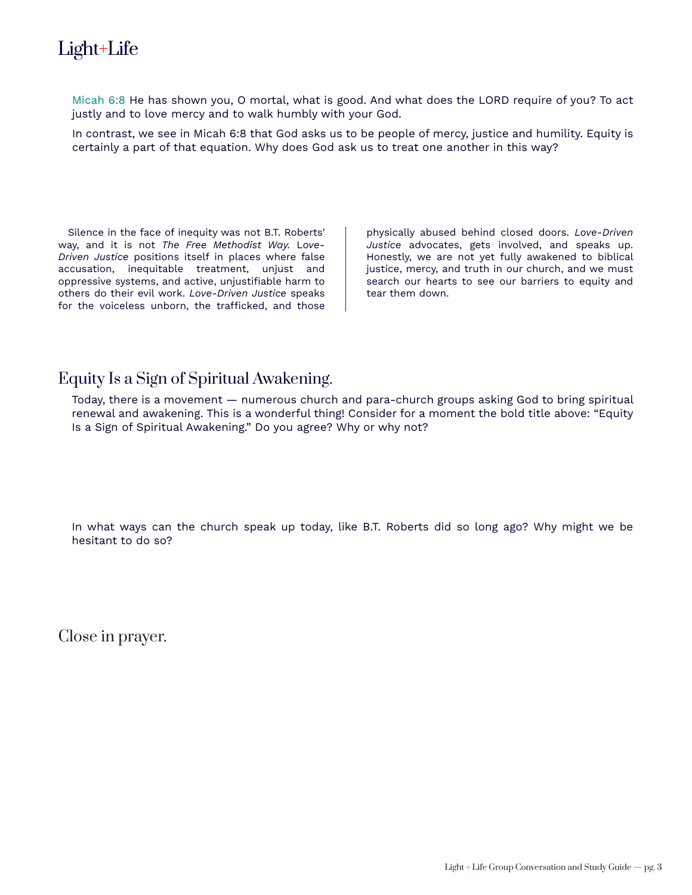Micah 6:8 He has shown you, O mortal, what is good. And what does the LORD require of you? To act justly and to love mercy and to walk humbly with your God.

In contrast, we see in Micah 6:8 that God asks us to be people of mercy, justice and humility. Equity is certainly a part of that equation. Why does God ask us to treat one another in this way?

Silence in the face of inequity was not B.T. Roberts' way, and it is not *The Free Methodist Way*. *Love-Driven Justice* positions itself in places where false accusation, inequitable treatment, unjust and oppressive systems, and active, unjustifiable harm to others do their evil work. *Love-Driven Justice* speaks for the voiceless unborn, the trafficked, and those physically abused behind closed doors. *Love-Driven Justice* advocates, gets involved, and speaks up. Honestly, we are not yet fully awakened to biblical justice, mercy, and truth in our church, and we must search our hearts to see our barriers to equity and tear them down.

## Equity Is a Sign of Spiritual Awakening.

Today, there is a movement — numerous church and para-church groups asking God to bring spiritual renewal and awakening. This is a wonderful thing! Consider for a moment the bold title above: "Equity Is a Sign of Spiritual Awakening." Do you agree? Why or why not?

In what ways can the church speak up today, like B.T. Roberts did so long ago? Why might we be hesitant to do so?

## Close in prayer.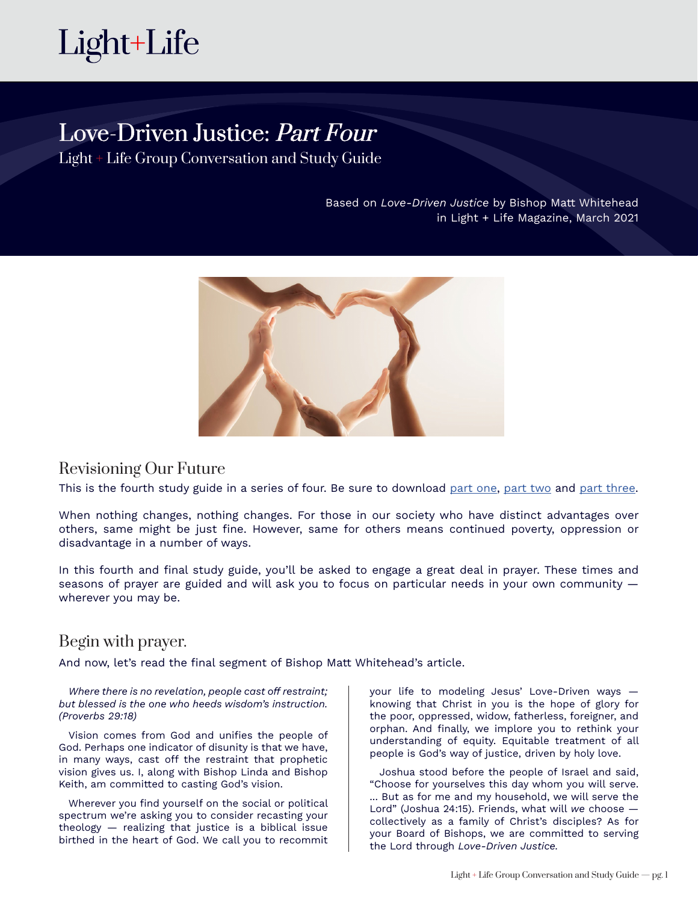# Love-Driven Justice: *Part Four*

Light + Life Group Conversation and Study Guide

Based on *Love-Driven Justice* by Bishop Matt Whitehead
in Light + Life Magazine, March 2021

## Revisioning Our Future

This is the fourth study guide in a series of four. Be sure to download part one, part two and part three.

When nothing changes, nothing changes. For those in our society who have distinct advantages over others, same might be just fine. However, same for others means continued poverty, oppression or disadvantage in a number of ways.

In this fourth and final study guide, you'll be asked to engage a great deal in prayer. These times and seasons of prayer are guided and will ask you to focus on particular needs in your own community — wherever you may be.

## Begin with prayer.

And now, let's read the final segment of Bishop Matt Whitehead's article.

*Where there is no revelation, people cast off restraint; but blessed is the one who heeds wisdom's instruction. (Proverbs 29:18)*

Vision comes from God and unifies the people of God. Perhaps one indicator of disunity is that we have, in many ways, cast off the restraint that prophetic vision gives us. I, along with Bishop Linda and Bishop Keith, am committed to casting God's vision.

Wherever you find yourself on the social or political spectrum we're asking you to consider recasting your theology — realizing that justice is a biblical issue birthed in the heart of God. We call you to recommit your life to modeling Jesus' Love-Driven ways — knowing that Christ in you is the hope of glory for the poor, oppressed, widow, fatherless, foreigner, and orphan. And finally, we implore you to rethink your understanding of equity. Equitable treatment of all people is God's way of justice, driven by holy love.

Joshua stood before the people of Israel and said, "Choose for yourselves this day whom you will serve. … But as for me and my household, we will serve the Lord" (Joshua 24:15). Friends, what will *we* choose — collectively as a family of Christ's disciples? As for your Board of Bishops, we are committed to serving the Lord through *Love-Driven Justice.*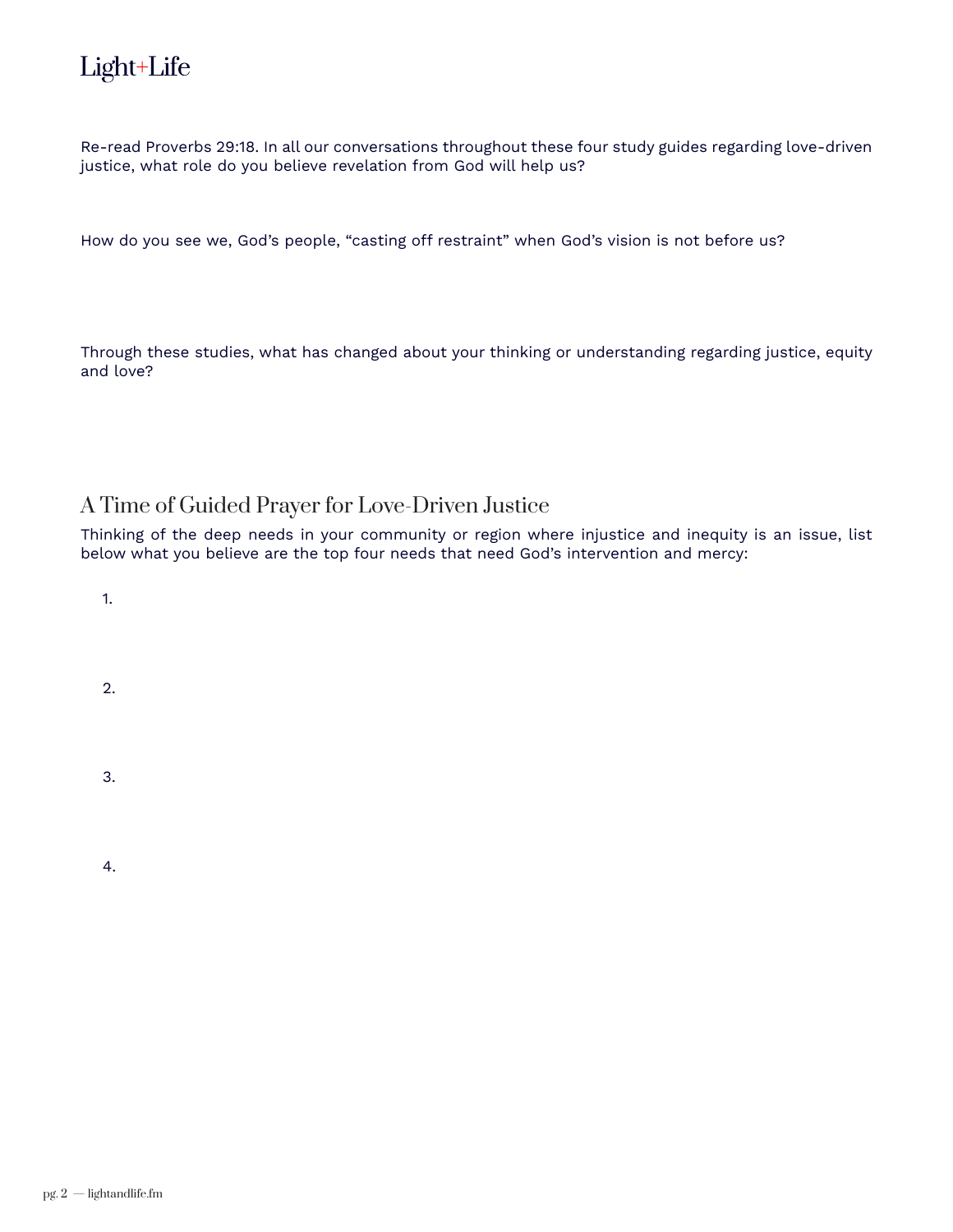Re-read Proverbs 29:18. In all our conversations throughout these four study guides regarding love-driven justice, what role do you believe revelation from God will help us?

How do you see we, God's people, "casting off restraint" when God's vision is not before us?

Through these studies, what has changed about your thinking or understanding regarding justice, equity and love?

## A Time of Guided Prayer for Love-Driven Justice

Thinking of the deep needs in your community or region where injustice and inequity is an issue, list below what you believe are the top four needs that need God's intervention and mercy:

1.

2.

3.

4.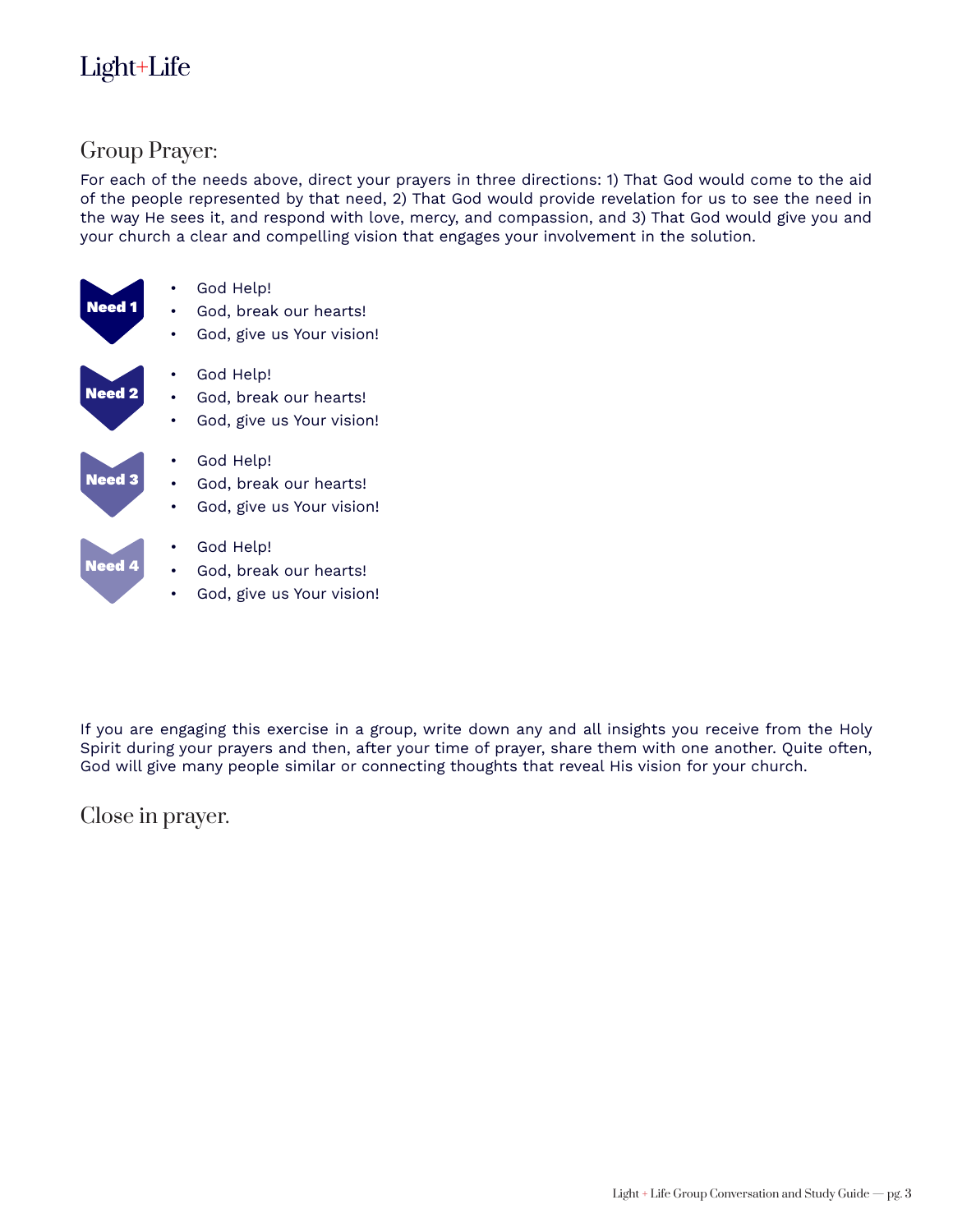## Group Prayer:

For each of the needs above, direct your prayers in three directions: 1) That God would come to the aid of the people represented by that need, 2) That God would provide revelation for us to see the need in the way He sees it, and respond with love, mercy, and compassion, and 3) That God would give you and your church a clear and compelling vision that engages your involvement in the solution.

**Need 1**

- God Help!
- God, break our hearts!
- God, give us Your vision!

**Need 2**

- God Help!
- God, break our hearts!
- God, give us Your vision!

**Need 3**

- God Help!
- God, break our hearts!
- God, give us Your vision!

**Need 4**

- God Help!
- God, break our hearts!
- God, give us Your vision!

If you are engaging this exercise in a group, write down any and all insights you receive from the Holy Spirit during your prayers and then, after your time of prayer, share them with one another. Quite often, God will give many people similar or connecting thoughts that reveal His vision for your church.

## Close in prayer.